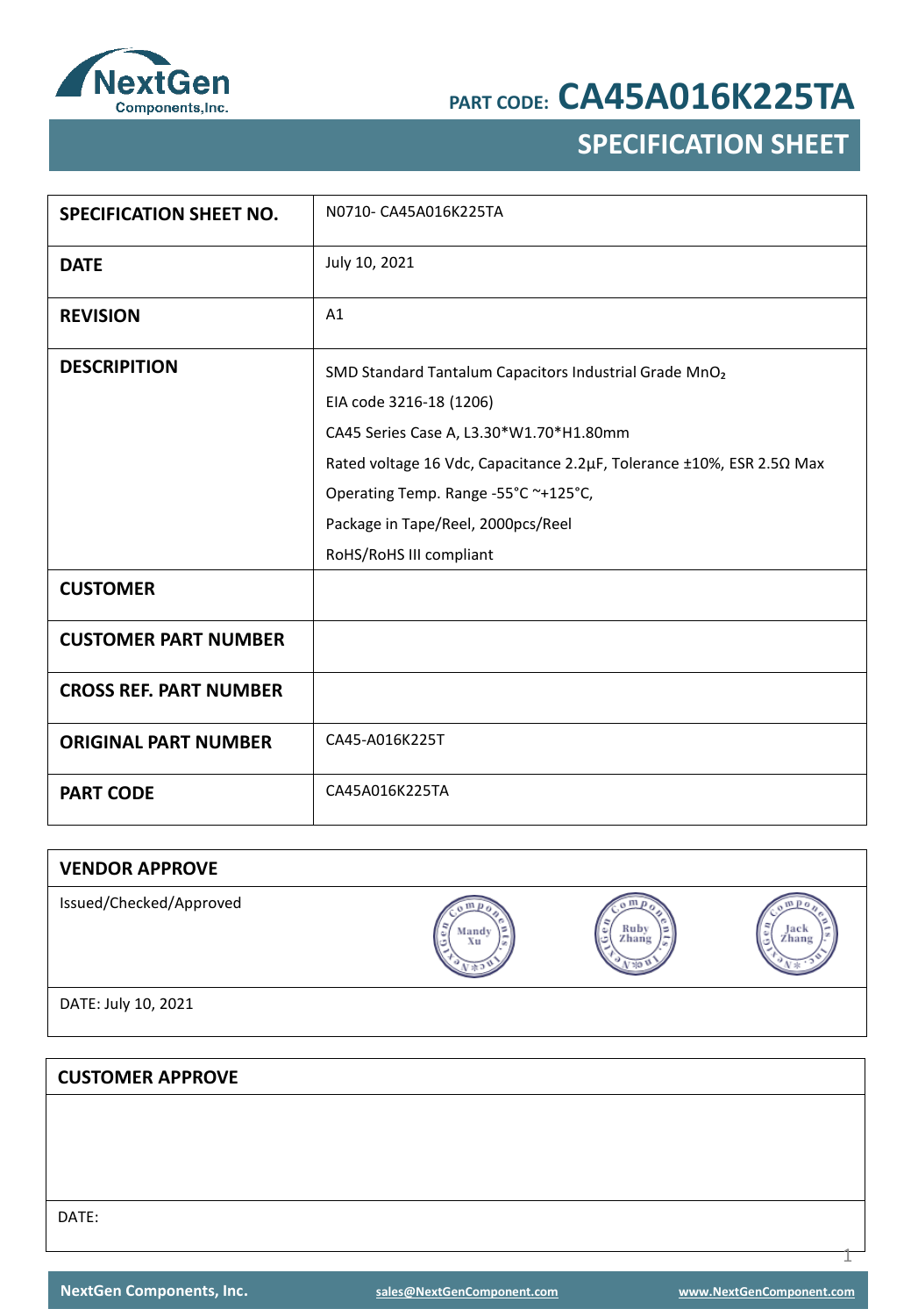NextGen Components,Inc.

PART CODE: **CA45A016K225TA**

# SPECIFICATION SHEET

| | |
|---|---|
| **SPECIFICATION SHEET NO.** | N0710- CA45A016K225TA |
| **DATE** | July 10, 2021 |
| **REVISION** | A1 |
| **DESCRIPITION** | SMD Standard Tantalum Capacitors Industrial Grade $MnO_2$<br>EIA code 3216-18 (1206)<br>CA45 Series Case A, L3.30*W1.70*H1.80mm<br>Rated voltage 16 Vdc, Capacitance 2.2µF, Tolerance ±10%, ESR 2.5Ω Max<br>Operating Temp. Range -55°C ~+125°C,<br>Package in Tape/Reel, 2000pcs/Reel<br>RoHS/RoHS III compliant |
| **CUSTOMER** | |
| **CUSTOMER PART NUMBER** | |
| **CROSS REF. PART NUMBER** | |
| **ORIGINAL PART NUMBER** | CA45-A016K225T |
| **PART CODE** | CA45A016K225TA |

| **VENDOR APPROVE** | | | |
|---|---|---|---|
| Issued/Checked/Approved | Mandy Xu | Ruby Zhang | Jack Zhang |
| DATE: July 10, 2021 | | | |

| **CUSTOMER APPROVE** |
|---|
| |
| DATE: |

NextGen Components, Inc. sales@NextGenComponent.com www.NextGenComponent.com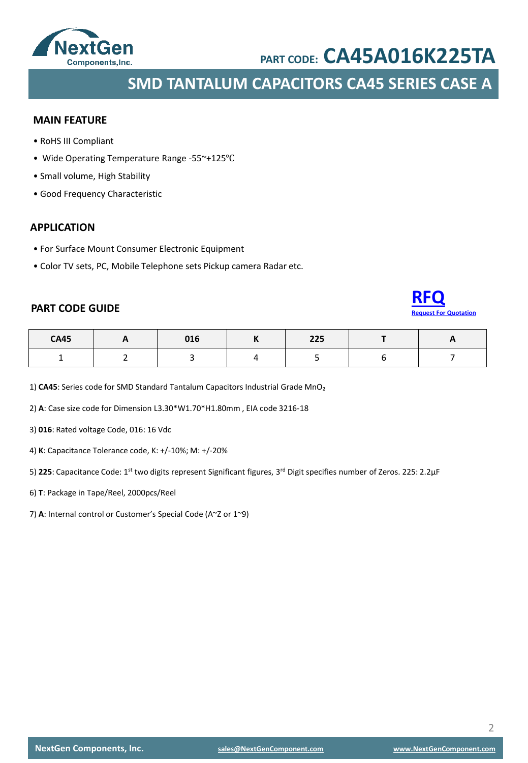PART CODE: **CA45A016K225TA**

# SMD TANTALUM CAPACITORS CA45 SERIES CASE A

## MAIN FEATURE

- RoHS III Compliant
- Wide Operating Temperature Range -55~+125℃
- Small volume, High Stability
- Good Frequency Characteristic

## APPLICATION

- For Surface Mount Consumer Electronic Equipment
- Color TV sets, PC, Mobile Telephone sets Pickup camera Radar etc.

## PART CODE GUIDE

**RFQ**
Request For Quotation

| CA45 | A | 016 | K | 225 | T | A |
|---|---|---|---|---|---|---|
| 1 | 2 | 3 | 4 | 5 | 6 | 7 |

1) **CA45**: Series code for SMD Standard Tantalum Capacitors Industrial Grade $MnO_2$

2) **A**: Case size code for Dimension L3.30*W1.70*H1.80mm , EIA code 3216-18

3) **016**: Rated voltage Code, 016: 16 Vdc

4) **K**: Capacitance Tolerance code, K: +/-10%; M: +/-20%

5) **225**: Capacitance Code: 1st two digits represent Significant figures, 3rd Digit specifies number of Zeros. 225: 2.2µF

6) **T**: Package in Tape/Reel, 2000pcs/Reel

7) **A**: Internal control or Customer's Special Code (A~Z or 1~9)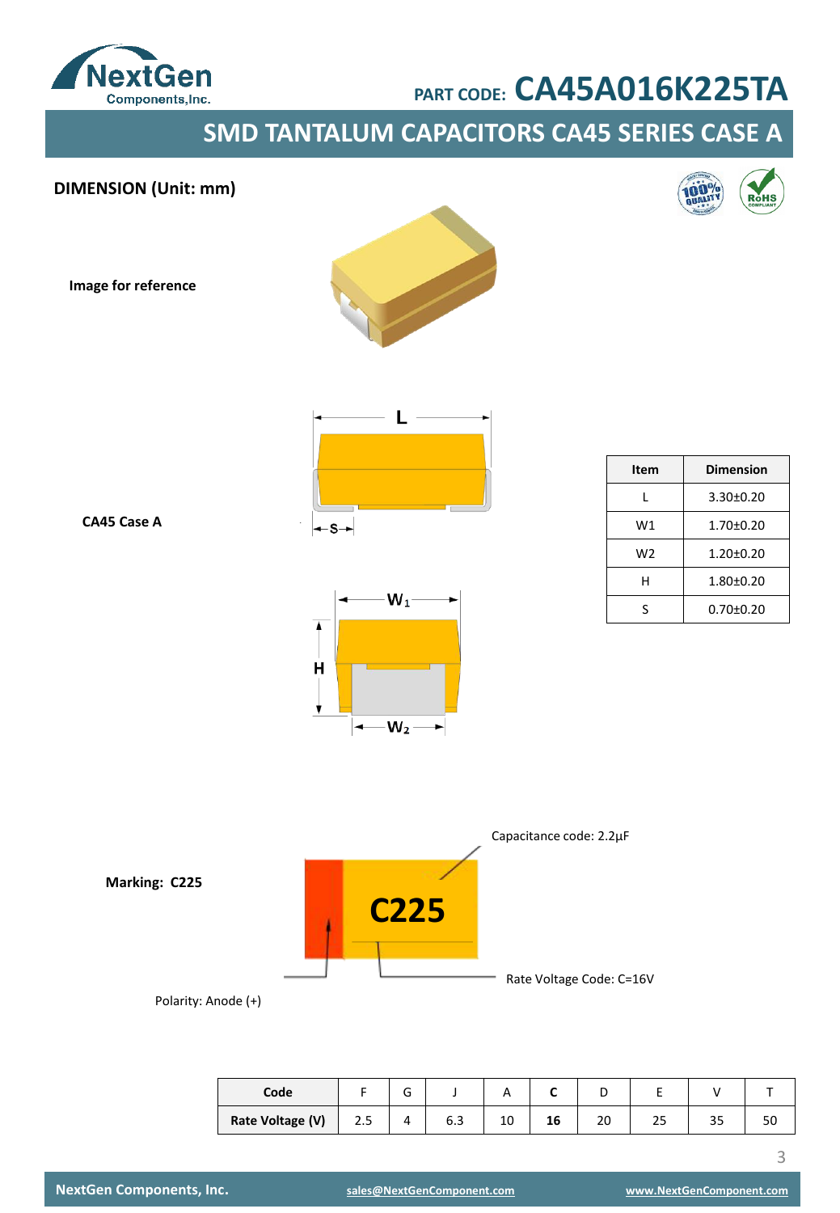PART CODE: CA45A016K225TA

## SMD TANTALUM CAPACITORS CA45 SERIES CASE A

### DIMENSION (Unit: mm)

**Image for reference**

**CA45 Case A**

| Item | Dimension |
|---|---|
| L | 3.30±0.20 |
| W1 | 1.70±0.20 |
| W2 | 1.20±0.20 |
| H | 1.80±0.20 |
| S | 0.70±0.20 |

**Marking: C225**

C225

Capacitance code: 2.2µF

Rate Voltage Code: C=16V

Polarity: Anode (+)

| Code | F | G | J | A | C | D | E | V | T |
|---|---|---|---|---|---|---|---|---|---|
| Rate Voltage (V) | 2.5 | 4 | 6.3 | 10 | **16** | 20 | 25 | 35 | 50 |

NextGen Components, Inc. sales@NextGenComponent.com www.NextGenComponent.com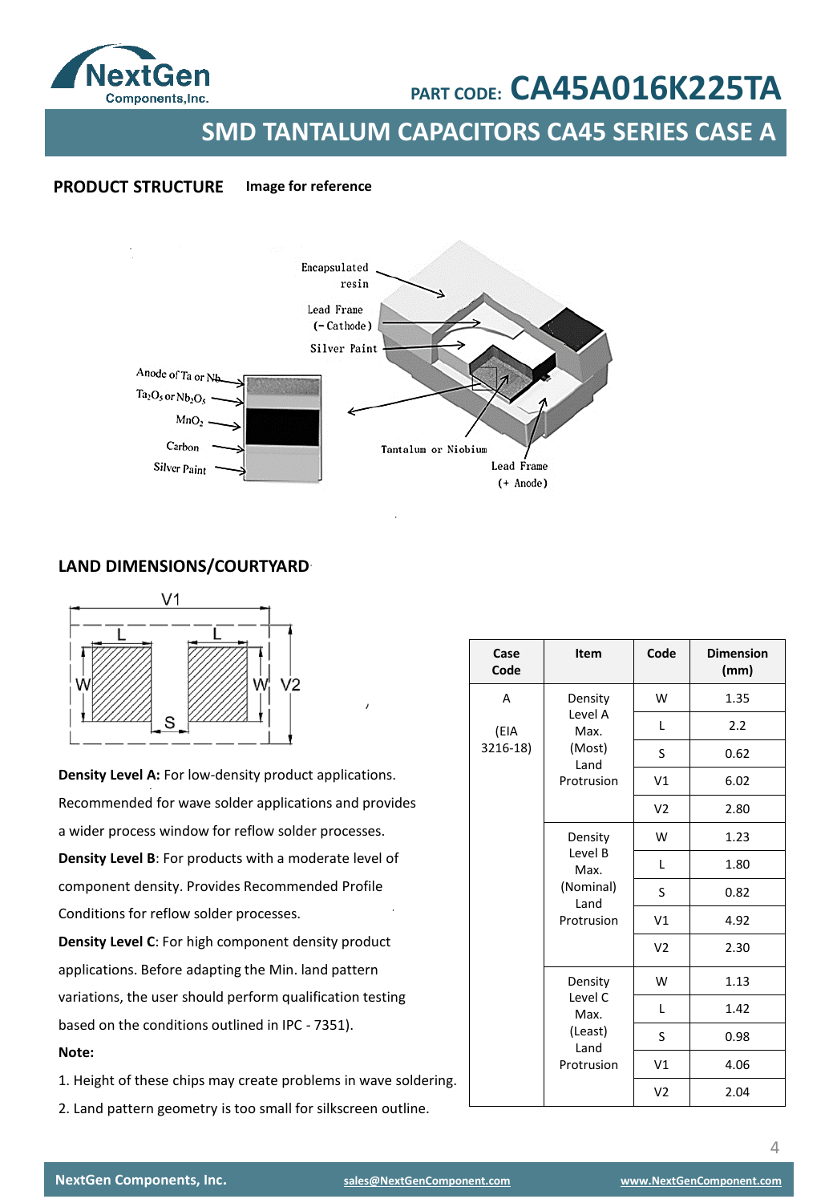PART CODE: **CA45A016K225TA**

## SMD TANTALUM CAPACITORS CA45 SERIES CASE A

### PRODUCT STRUCTURE

**Image for reference**

Encapsulated resin

Lead Frame (- Cathode)

Silver Paint

Anode of Ta or Nb

$Ta_2O_5$ or $Nb_2O_5$

$MnO_2$

Carbon

Silver Paint

Tantalum or Niobium

Lead Frame (+ Anode)

### LAND DIMENSIONS/COURTYARD

V1, L, L, W, W, V2, S

**Density Level A:** For low-density product applications. Recommended for wave solder applications and provides a wider process window for reflow solder processes.

**Density Level B**: For products with a moderate level of component density. Provides Recommended Profile Conditions for reflow solder processes.

**Density Level C**: For high component density product applications. Before adapting the Min. land pattern variations, the user should perform qualification testing based on the conditions outlined in IPC - 7351).

**Note:**

1. Height of these chips may create problems in wave soldering.
2. Land pattern geometry is too small for silkscreen outline.

| Case Code | Item | Code | Dimension (mm) |
|---|---|---|---|
| A (EIA 3216-18) | Density Level A Max. (Most) Land Protrusion | W | 1.35 |
| | | L | 2.2 |
| | | S | 0.62 |
| | | V1 | 6.02 |
| | | V2 | 2.80 |
| | Density Level B Max. (Nominal) Land Protrusion | W | 1.23 |
| | | L | 1.80 |
| | | S | 0.82 |
| | | V1 | 4.92 |
| | | V2 | 2.30 |
| | Density Level C Max. (Least) Land Protrusion | W | 1.13 |
| | | L | 1.42 |
| | | S | 0.98 |
| | | V1 | 4.06 |
| | | V2 | 2.04 |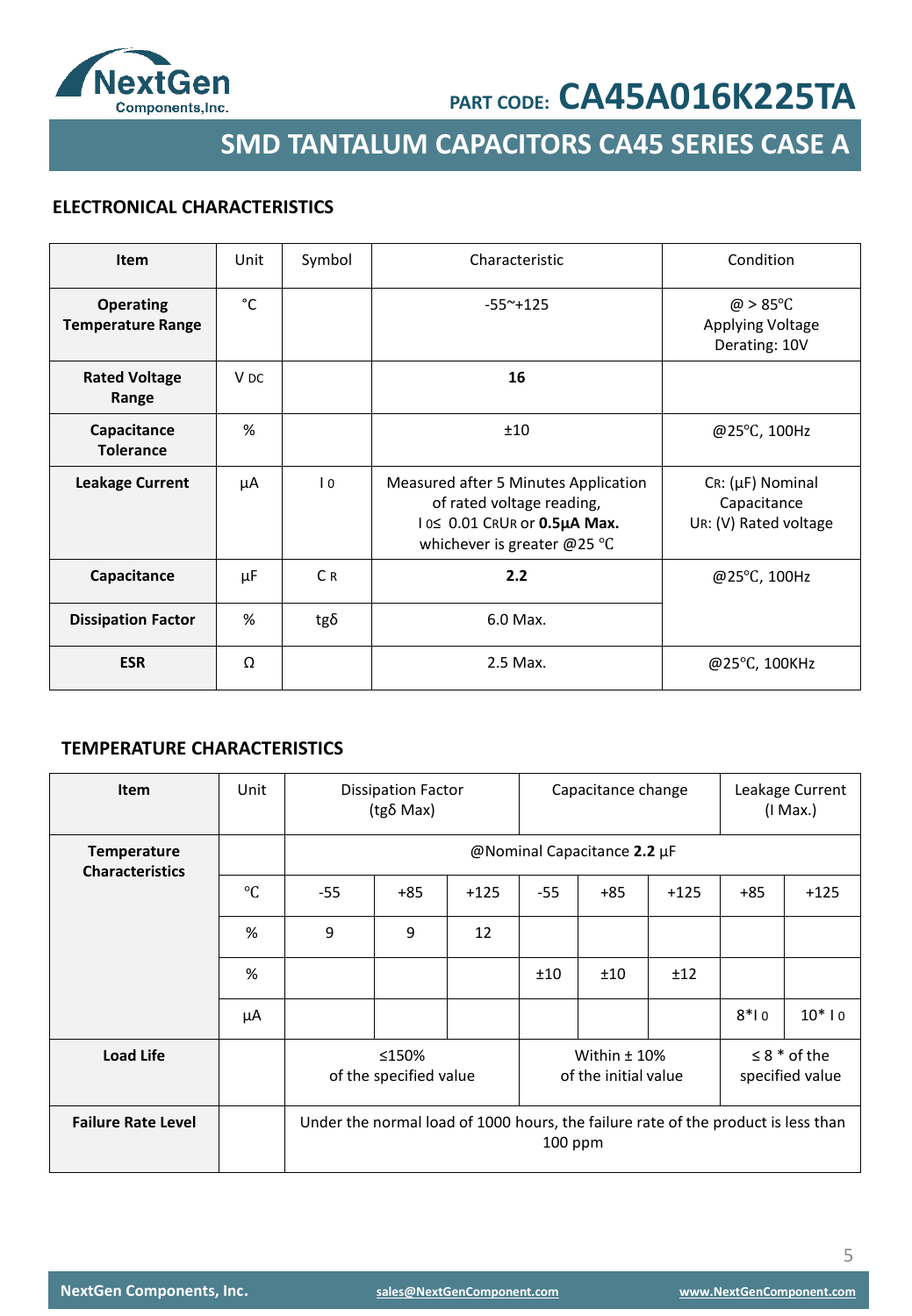**PART CODE: CA45A016K225TA**

## SMD TANTALUM CAPACITORS CA45 SERIES CASE A

### ELECTRONICAL CHARACTERISTICS

| Item | Unit | Symbol | Characteristic | Condition |
|---|---|---|---|---|
| **Operating Temperature Range** | ℃ | | -55~+125 | @ > 85℃ Applying Voltage Derating: 10V |
| **Rated Voltage Range** | V DC | | **16** | |
| **Capacitance Tolerance** | % | | ±10 | @25℃, 100Hz |
| **Leakage Current** | μA | $I_0$ | Measured after 5 Minutes Application of rated voltage reading, $I_0 \leq$ 0.01 $C_R U_R$ or **0.5μA Max.** whichever is greater @25 ℃ | $C_R$: (μF) Nominal Capacitance $U_R$: (V) Rated voltage |
| **Capacitance** | μF | $C_R$ | **2.2** | @25℃, 100Hz |
| **Dissipation Factor** | % | tgδ | 6.0 Max. | |
| **ESR** | Ω | | 2.5 Max. | @25℃, 100KHz |

### TEMPERATURE CHARACTERISTICS

| Item | Unit | Dissipation Factor (tgδ Max) | | | Capacitance change | | | Leakage Current (I Max.) | |
|---|---|---|---|---|---|---|---|---|---|
| **Temperature Characteristics** | | @Nominal Capacitance **2.2** μF | | | | | | | |
| | ℃ | -55 | +85 | +125 | -55 | +85 | +125 | +85 | +125 |
| | % | 9 | 9 | 12 | | | | | |
| | % | | | | ±10 | ±10 | ±12 | | |
| | μA | | | | | | | 8*$I_0$ | 10* $I_0$ |
| **Load Life** | | ≤150% of the specified value | | | Within ± 10% of the initial value | | | ≤ 8 * of the specified value | |
| **Failure Rate Level** | | Under the normal load of 1000 hours, the failure rate of the product is less than 100 ppm | | | | | | | |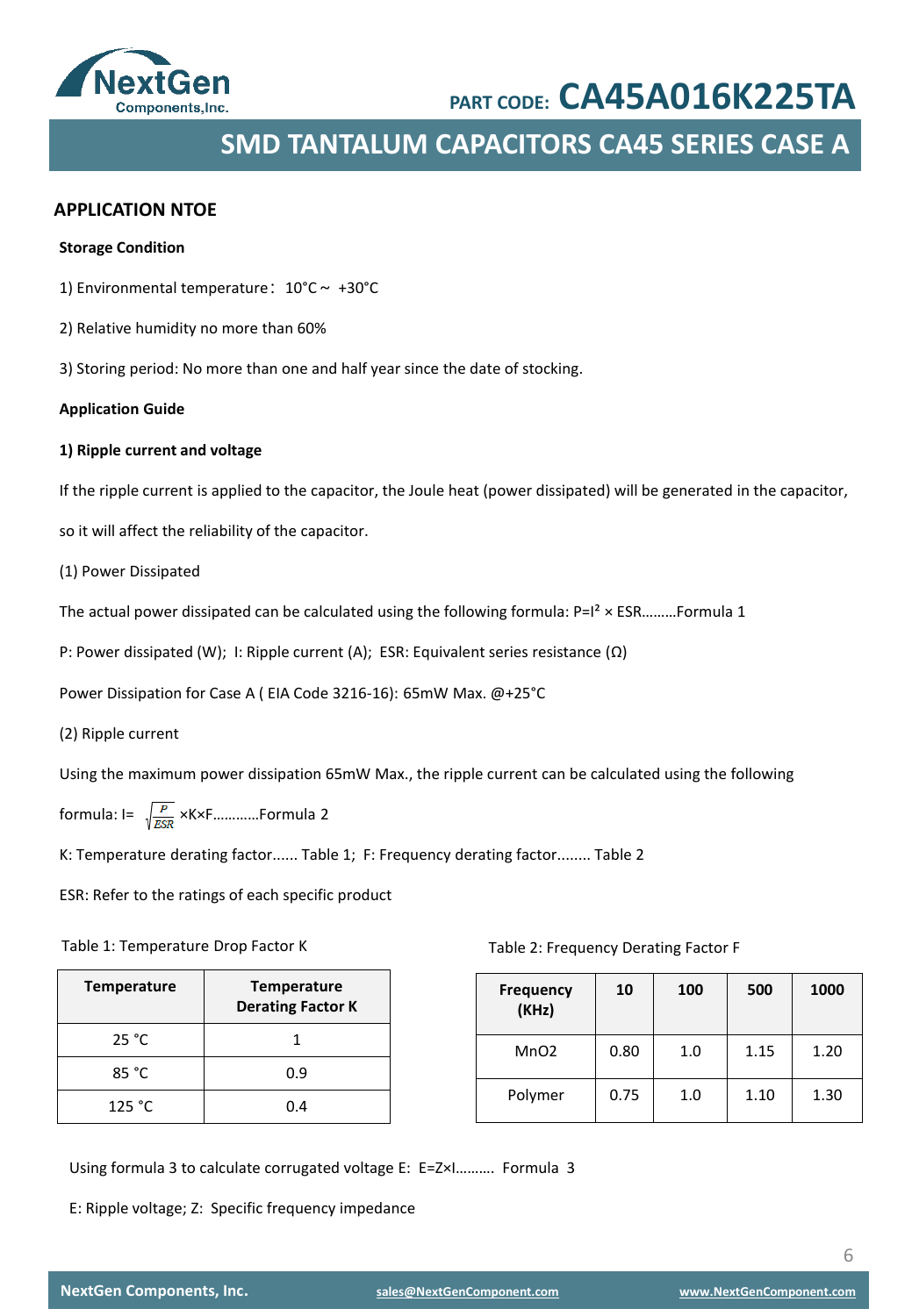## APPLICATION NTOE

**Storage Condition**

1) Environmental temperature：10°C ~ +30°C

2) Relative humidity no more than 60%

3) Storing period: No more than one and half year since the date of stocking.

**Application Guide**

**1) Ripple current and voltage**

If the ripple current is applied to the capacitor, the Joule heat (power dissipated) will be generated in the capacitor, so it will affect the reliability of the capacitor.

(1) Power Dissipated

The actual power dissipated can be calculated using the following formula: $P=I^2 \times ESR$………Formula 1

P: Power dissipated (W); I: Ripple current (A); ESR: Equivalent series resistance (Ω)

Power Dissipation for Case A ( EIA Code 3216-16): 65mW Max. @+25°C

(2) Ripple current

Using the maximum power dissipation 65mW Max., the ripple current can be calculated using the following formula: $I=\sqrt{\frac{P}{ESR}} \times K \times F$…………Formula 2

K: Temperature derating factor...... Table 1; F: Frequency derating factor........ Table 2

ESR: Refer to the ratings of each specific product

Table 1: Temperature Drop Factor K

| Temperature | Temperature Derating Factor K |
|---|---|
| 25 °C | 1 |
| 85 °C | 0.9 |
| 125 °C | 0.4 |

Table 2: Frequency Derating Factor F

| Frequency (KHz) | 10 | 100 | 500 | 1000 |
|---|---|---|---|---|
| MnO2 | 0.80 | 1.0 | 1.15 | 1.20 |
| Polymer | 0.75 | 1.0 | 1.10 | 1.30 |

Using formula 3 to calculate corrugated voltage E: $E=Z \times I$………. Formula 3

E: Ripple voltage; Z: Specific frequency impedance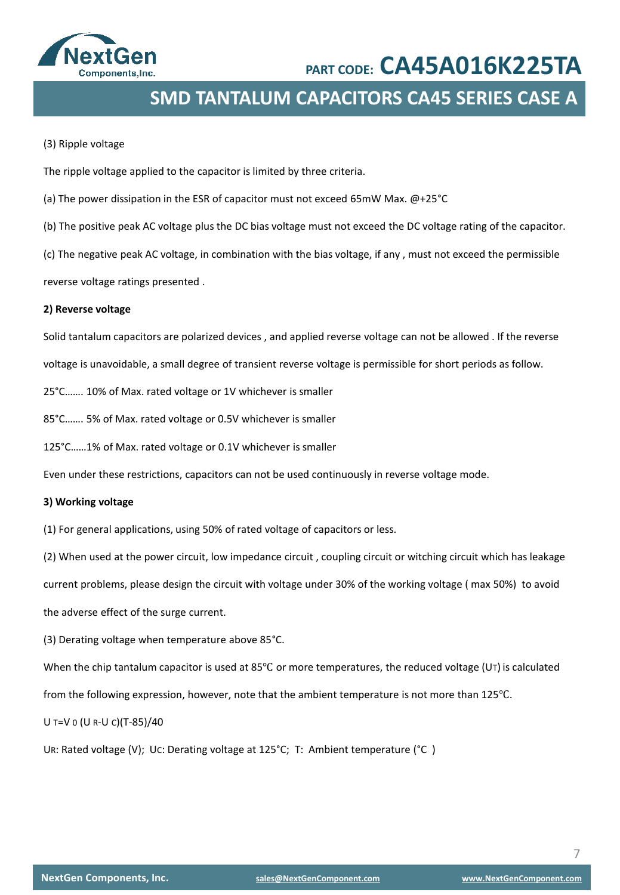(3) Ripple voltage

The ripple voltage applied to the capacitor is limited by three criteria.

(a) The power dissipation in the ESR of capacitor must not exceed 65mW Max. @+25°C

(b) The positive peak AC voltage plus the DC bias voltage must not exceed the DC voltage rating of the capacitor.

(c) The negative peak AC voltage, in combination with the bias voltage, if any , must not exceed the permissible reverse voltage ratings presented .

**2) Reverse voltage**

Solid tantalum capacitors are polarized devices , and applied reverse voltage can not be allowed . If the reverse voltage is unavoidable, a small degree of transient reverse voltage is permissible for short periods as follow.

25°C……. 10% of Max. rated voltage or 1V whichever is smaller

85°C……. 5% of Max. rated voltage or 0.5V whichever is smaller

125°C……1% of Max. rated voltage or 0.1V whichever is smaller

Even under these restrictions, capacitors can not be used continuously in reverse voltage mode.

**3) Working voltage**

(1) For general applications, using 50% of rated voltage of capacitors or less.

(2) When used at the power circuit, low impedance circuit , coupling circuit or witching circuit which has leakage current problems, please design the circuit with voltage under 30% of the working voltage ( max 50%) to avoid the adverse effect of the surge current.

(3) Derating voltage when temperature above 85°C.

When the chip tantalum capacitor is used at 85℃ or more temperatures, the reduced voltage ($U_T$) is calculated from the following expression, however, note that the ambient temperature is not more than 125℃.

$U_T = V_0 (U_R - U_C)(T-85)/40$

$U_R$: Rated voltage (V); $U_C$: Derating voltage at 125°C; T: Ambient temperature (°C )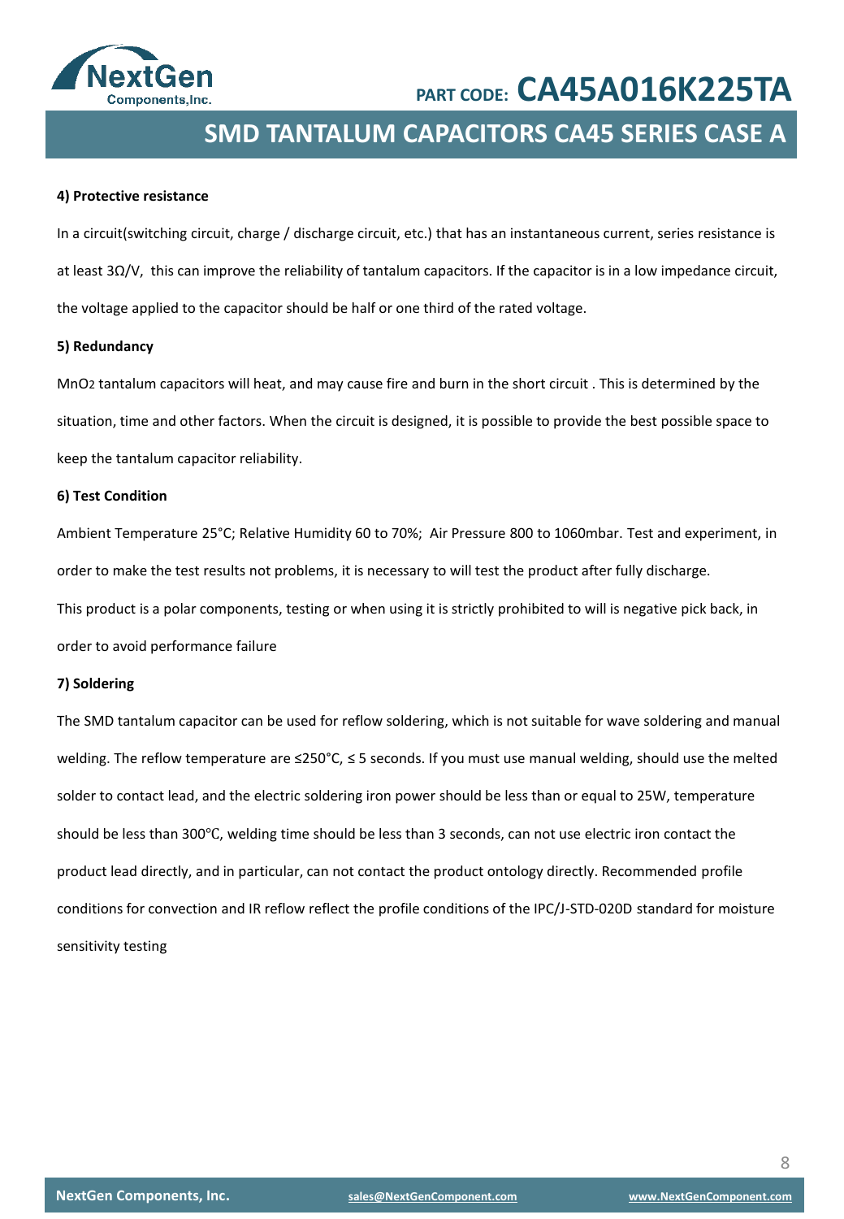**4) Protective resistance**

In a circuit(switching circuit, charge / discharge circuit, etc.) that has an instantaneous current, series resistance is at least 3Ω/V,  this can improve the reliability of tantalum capacitors. If the capacitor is in a low impedance circuit, the voltage applied to the capacitor should be half or one third of the rated voltage.

**5) Redundancy**

$MnO_2$ tantalum capacitors will heat, and may cause fire and burn in the short circuit . This is determined by the situation, time and other factors. When the circuit is designed, it is possible to provide the best possible space to keep the tantalum capacitor reliability.

**6) Test Condition**

Ambient Temperature 25°C; Relative Humidity 60 to 70%;  Air Pressure 800 to 1060mbar. Test and experiment, in order to make the test results not problems, it is necessary to will test the product after fully discharge.

This product is a polar components, testing or when using it is strictly prohibited to will is negative pick back, in order to avoid performance failure

**7) Soldering**

The SMD tantalum capacitor can be used for reflow soldering, which is not suitable for wave soldering and manual welding. The reflow temperature are ≤250°C, ≤ 5 seconds. If you must use manual welding, should use the melted solder to contact lead, and the electric soldering iron power should be less than or equal to 25W, temperature should be less than 300℃, welding time should be less than 3 seconds, can not use electric iron contact the product lead directly, and in particular, can not contact the product ontology directly. Recommended profile conditions for convection and IR reflow reflect the profile conditions of the IPC/J-STD-020D standard for moisture sensitivity testing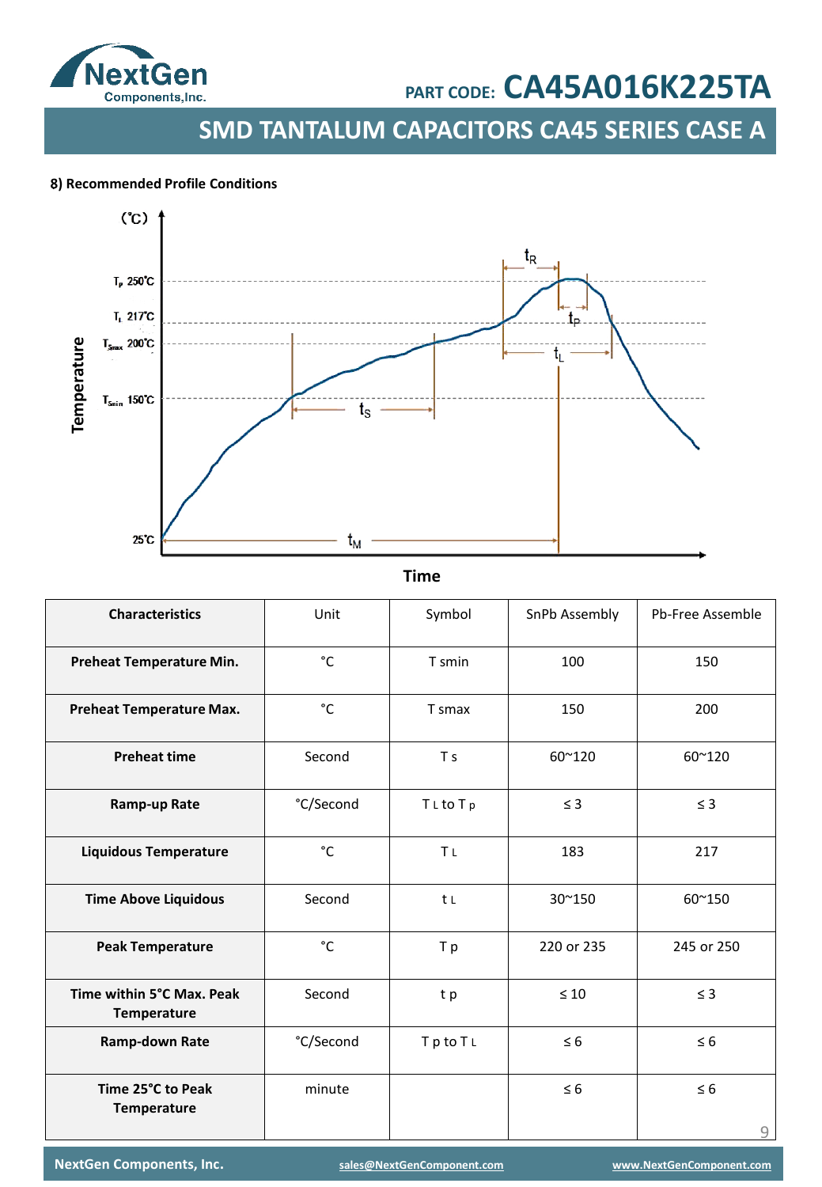**8) Recommended Profile Conditions**

| Characteristics | Unit | Symbol | SnPb Assembly | Pb-Free Assemble |
|---|---|---|---|---|
| **Preheat Temperature Min.** | °C | T smin | 100 | 150 |
| **Preheat Temperature Max.** | °C | T smax | 150 | 200 |
| **Preheat time** | Second | T s | 60~120 | 60~120 |
| **Ramp-up Rate** | °C/Second | $T_L$ to $T_p$ | ≤ 3 | ≤ 3 |
| **Liquidous Temperature** | °C | $T_L$ | 183 | 217 |
| **Time Above Liquidous** | Second | $t_L$ | 30~150 | 60~150 |
| **Peak Temperature** | °C | T p | 220 or 235 | 245 or 250 |
| **Time within 5°C Max. Peak Temperature** | Second | t p | ≤ 10 | ≤ 3 |
| **Ramp-down Rate** | °C/Second | $T_p$ to $T_L$ | ≤ 6 | ≤ 6 |
| **Time 25°C to Peak Temperature** | minute | | ≤ 6 | ≤ 6 |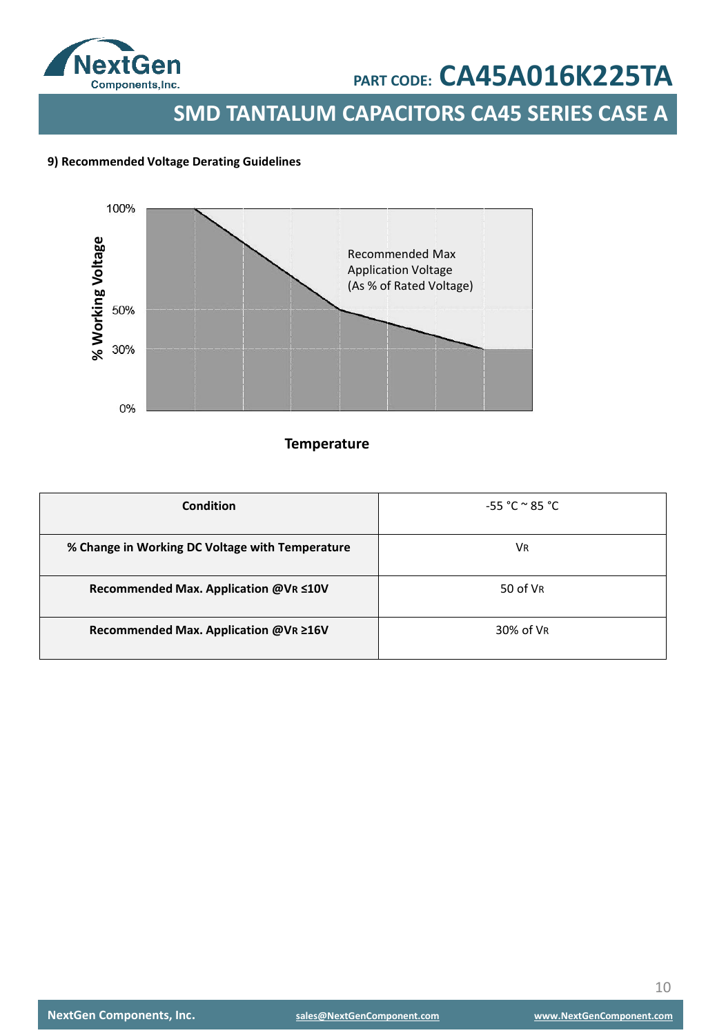# PART CODE: CA45A016K225TA

## SMD TANTALUM CAPACITORS CA45 SERIES CASE A

**9) Recommended Voltage Derating Guidelines**

100%

% Working Voltage

Recommended Max
Application Voltage
(As % of Rated Voltage)

50%

30%

0%

**Temperature**

| Condition | -55 °C ~ 85 °C |
|---|---|
| **% Change in Working DC Voltage with Temperature** | $V_R$ |
| **Recommended Max. Application @$V_R$ ≤10V** | 50 of $V_R$ |
| **Recommended Max. Application @$V_R$ ≥16V** | 30% of $V_R$ |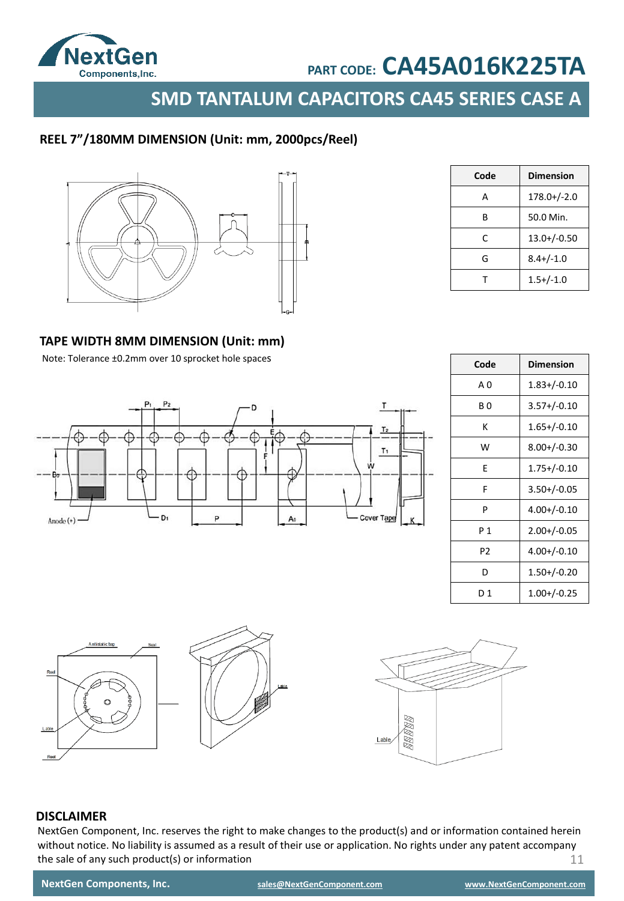PART CODE: CA45A016K225TA

## SMD TANTALUM CAPACITORS CA45 SERIES CASE A

### REEL 7"/180MM DIMENSION (Unit: mm, 2000pcs/Reel)

| Code | Dimension |
|---|---|
| A | 178.0+/-2.0 |
| B | 50.0 Min. |
| C | 13.0+/-0.50 |
| G | 8.4+/-1.0 |
| T | 1.5+/-1.0 |

### TAPE WIDTH 8MM DIMENSION (Unit: mm)

Note: Tolerance ±0.2mm over 10 sprocket hole spaces

| Code | Dimension |
|---|---|
| A 0 | 1.83+/-0.10 |
| B 0 | 3.57+/-0.10 |
| K | 1.65+/-0.10 |
| W | 8.00+/-0.30 |
| E | 1.75+/-0.10 |
| F | 3.50+/-0.05 |
| P | 4.00+/-0.10 |
| P 1 | 2.00+/-0.05 |
| P2 | 4.00+/-0.10 |
| D | 1.50+/-0.20 |
| D 1 | 1.00+/-0.25 |

### DISCLAIMER

NextGen Component, Inc. reserves the right to make changes to the product(s) and or information contained herein without notice. No liability is assumed as a result of their use or application. No rights under any patent accompany the sale of any such product(s) or information